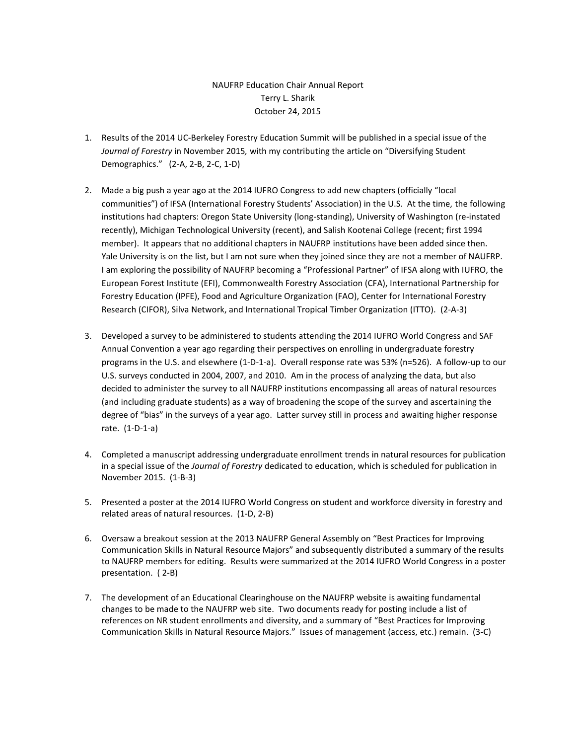NAUFRP Education Chair Annual Report
Terry L. Sharik
October 24, 2015

1. Results of the 2014 UC-Berkeley Forestry Education Summit will be published in a special issue of the *Journal of Forestry* in November 2015*,* with my contributing the article on "Diversifying Student Demographics." (2-A, 2-B, 2-C, 1-D)

2. Made a big push a year ago at the 2014 IUFRO Congress to add new chapters (officially "local communities") of IFSA (International Forestry Students' Association) in the U.S. At the time, the following institutions had chapters: Oregon State University (long-standing), University of Washington (re-instated recently), Michigan Technological University (recent), and Salish Kootenai College (recent; first 1994 member). It appears that no additional chapters in NAUFRP institutions have been added since then. Yale University is on the list, but I am not sure when they joined since they are not a member of NAUFRP. I am exploring the possibility of NAUFRP becoming a "Professional Partner" of IFSA along with IUFRO, the European Forest Institute (EFI), Commonwealth Forestry Association (CFA), International Partnership for Forestry Education (IPFE), Food and Agriculture Organization (FAO), Center for International Forestry Research (CIFOR), Silva Network, and International Tropical Timber Organization (ITTO). (2-A-3)

3. Developed a survey to be administered to students attending the 2014 IUFRO World Congress and SAF Annual Convention a year ago regarding their perspectives on enrolling in undergraduate forestry programs in the U.S. and elsewhere (1-D-1-a). Overall response rate was 53% (n=526). A follow-up to our U.S. surveys conducted in 2004, 2007, and 2010. Am in the process of analyzing the data, but also decided to administer the survey to all NAUFRP institutions encompassing all areas of natural resources (and including graduate students) as a way of broadening the scope of the survey and ascertaining the degree of "bias" in the surveys of a year ago. Latter survey still in process and awaiting higher response rate. (1-D-1-a)

4. Completed a manuscript addressing undergraduate enrollment trends in natural resources for publication in a special issue of the *Journal of Forestry* dedicated to education, which is scheduled for publication in November 2015. (1-B-3)

5. Presented a poster at the 2014 IUFRO World Congress on student and workforce diversity in forestry and related areas of natural resources. (1-D, 2-B)

6. Oversaw a breakout session at the 2013 NAUFRP General Assembly on "Best Practices for Improving Communication Skills in Natural Resource Majors" and subsequently distributed a summary of the results to NAUFRP members for editing. Results were summarized at the 2014 IUFRO World Congress in a poster presentation. ( 2-B)

7. The development of an Educational Clearinghouse on the NAUFRP website is awaiting fundamental changes to be made to the NAUFRP web site. Two documents ready for posting include a list of references on NR student enrollments and diversity, and a summary of "Best Practices for Improving Communication Skills in Natural Resource Majors." Issues of management (access, etc.) remain. (3-C)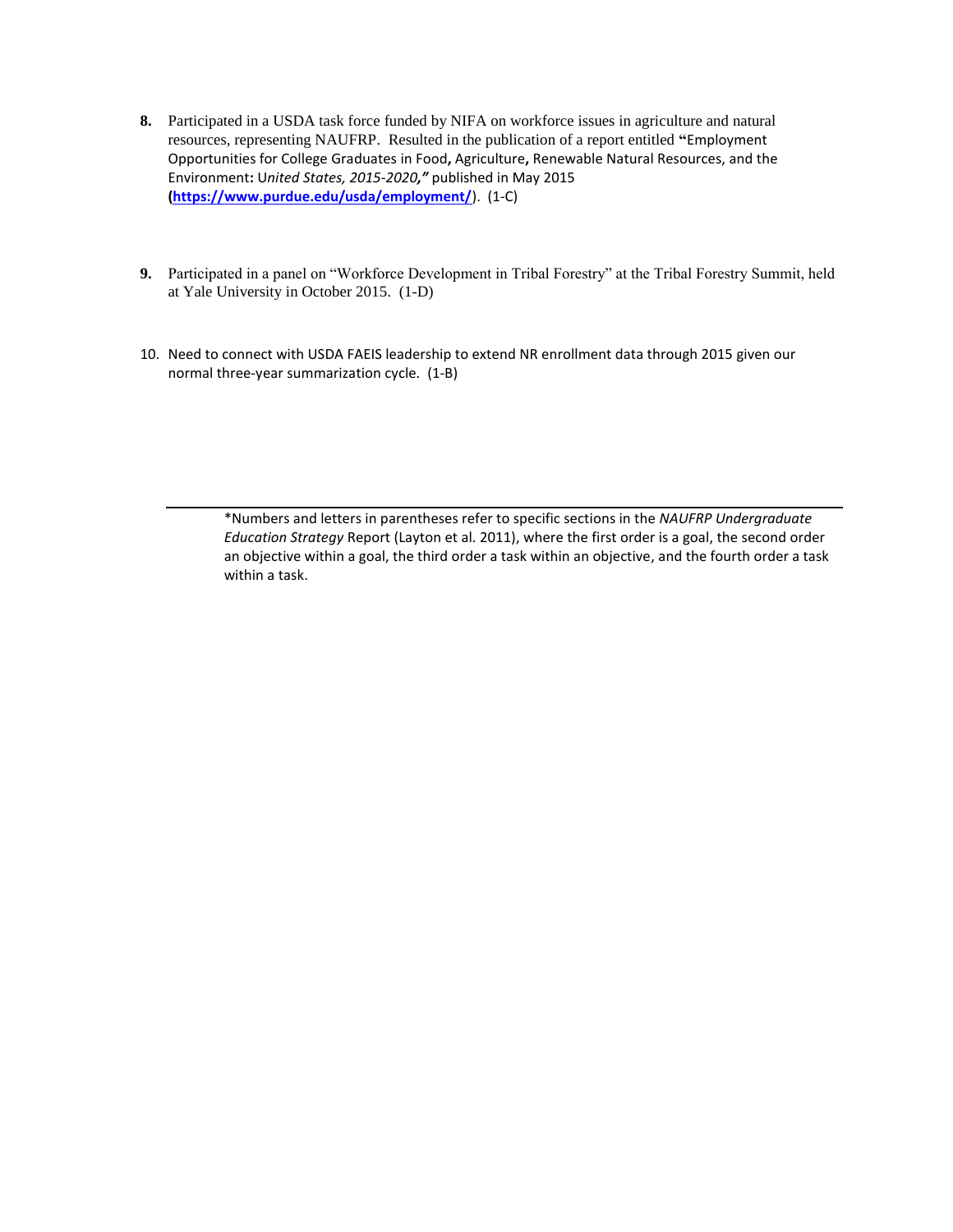8. Participated in a USDA task force funded by NIFA on workforce issues in agriculture and natural resources, representing NAUFRP. Resulted in the publication of a report entitled **"**Employment Opportunities for College Graduates in Food**,** Agriculture**,** Renewable Natural Resources, and the Environment**:** U*nited States, 2015-2020,"* published in May 2015 **(https://www.purdue.edu/usda/employment/)**. (1-C)

9. Participated in a panel on "Workforce Development in Tribal Forestry" at the Tribal Forestry Summit, held at Yale University in October 2015. (1-D)

10. Need to connect with USDA FAEIS leadership to extend NR enrollment data through 2015 given our normal three-year summarization cycle. (1-B)

---

*Numbers and letters in parentheses refer to specific sections in the *NAUFRP Undergraduate Education Strategy* Report (Layton et al. 2011), where the first order is a goal, the second order an objective within a goal, the third order a task within an objective, and the fourth order a task within a task.